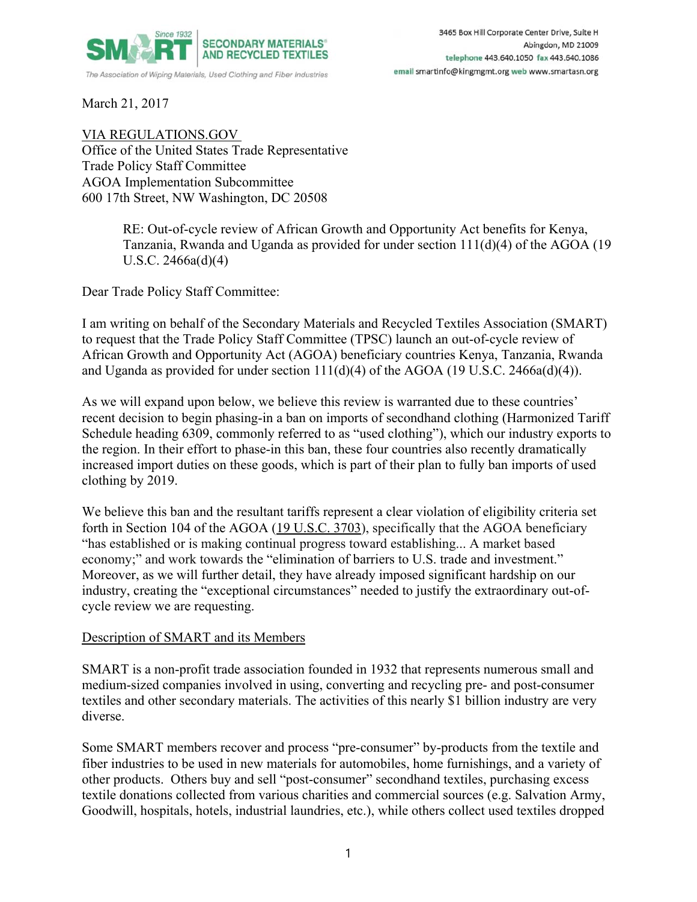SMART — SECONDARY MATERIALS® AND RECYCLED TEXTILES — Since 1932

The Association of Wiping Materials, Used Clothing and Fiber Industries

3465 Box Hill Corporate Center Drive, Suite H
Abingdon, MD 21009
telephone 443.640.1050 fax 443.640.1086
email smartinfo@kingmgmt.org web www.smartasn.org

March 21, 2017

VIA REGULATIONS.GOV
Office of the United States Trade Representative
Trade Policy Staff Committee
AGOA Implementation Subcommittee
600 17th Street, NW Washington, DC 20508

> RE: Out-of-cycle review of African Growth and Opportunity Act benefits for Kenya, Tanzania, Rwanda and Uganda as provided for under section 111(d)(4) of the AGOA (19 U.S.C. 2466a(d)(4)

Dear Trade Policy Staff Committee:

I am writing on behalf of the Secondary Materials and Recycled Textiles Association (SMART) to request that the Trade Policy Staff Committee (TPSC) launch an out-of-cycle review of African Growth and Opportunity Act (AGOA) beneficiary countries Kenya, Tanzania, Rwanda and Uganda as provided for under section 111(d)(4) of the AGOA (19 U.S.C. 2466a(d)(4)).

As we will expand upon below, we believe this review is warranted due to these countries' recent decision to begin phasing-in a ban on imports of secondhand clothing (Harmonized Tariff Schedule heading 6309, commonly referred to as "used clothing"), which our industry exports to the region. In their effort to phase-in this ban, these four countries also recently dramatically increased import duties on these goods, which is part of their plan to fully ban imports of used clothing by 2019.

We believe this ban and the resultant tariffs represent a clear violation of eligibility criteria set forth in Section 104 of the AGOA (19 U.S.C. 3703), specifically that the AGOA beneficiary "has established or is making continual progress toward establishing... A market based economy;" and work towards the "elimination of barriers to U.S. trade and investment." Moreover, as we will further detail, they have already imposed significant hardship on our industry, creating the "exceptional circumstances" needed to justify the extraordinary out-of-cycle review we are requesting.

## Description of SMART and its Members

SMART is a non-profit trade association founded in 1932 that represents numerous small and medium-sized companies involved in using, converting and recycling pre- and post-consumer textiles and other secondary materials. The activities of this nearly $1 billion industry are very diverse.

Some SMART members recover and process "pre-consumer" by-products from the textile and fiber industries to be used in new materials for automobiles, home furnishings, and a variety of other products. Others buy and sell "post-consumer" secondhand textiles, purchasing excess textile donations collected from various charities and commercial sources (e.g. Salvation Army, Goodwill, hospitals, hotels, industrial laundries, etc.), while others collect used textiles dropped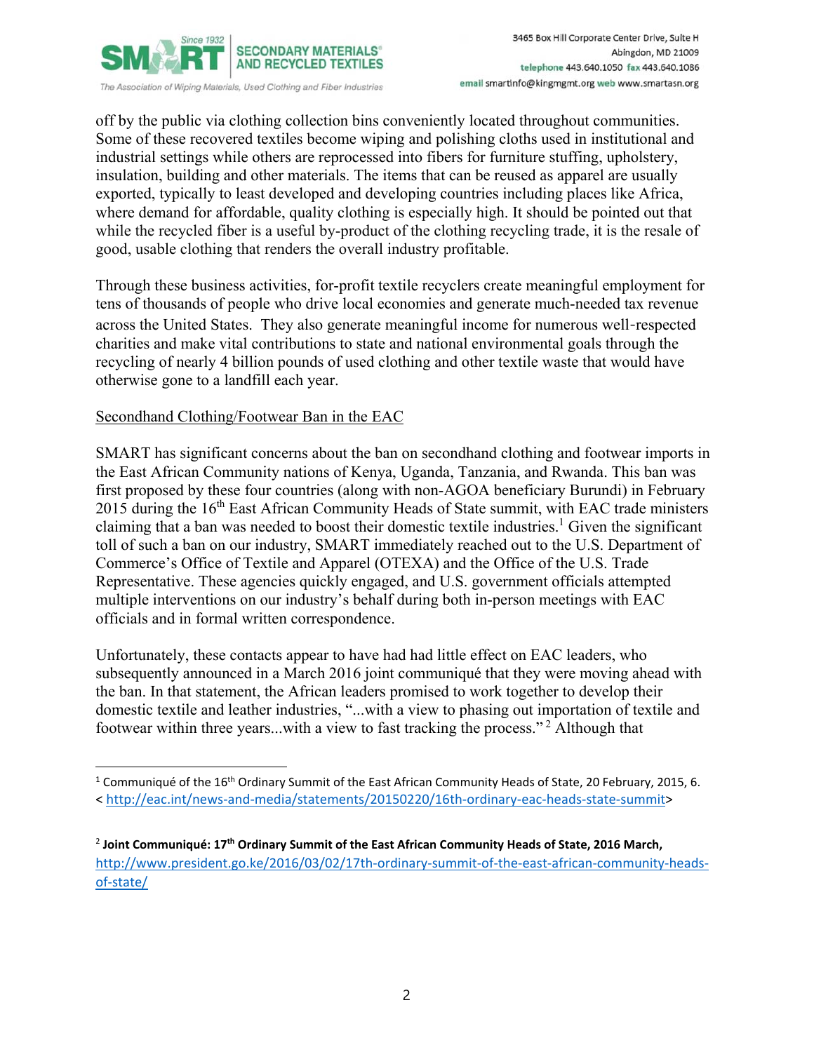off by the public via clothing collection bins conveniently located throughout communities. Some of these recovered textiles become wiping and polishing cloths used in institutional and industrial settings while others are reprocessed into fibers for furniture stuffing, upholstery, insulation, building and other materials. The items that can be reused as apparel are usually exported, typically to least developed and developing countries including places like Africa, where demand for affordable, quality clothing is especially high. It should be pointed out that while the recycled fiber is a useful by-product of the clothing recycling trade, it is the resale of good, usable clothing that renders the overall industry profitable.

Through these business activities, for-profit textile recyclers create meaningful employment for tens of thousands of people who drive local economies and generate much-needed tax revenue across the United States. They also generate meaningful income for numerous well-respected charities and make vital contributions to state and national environmental goals through the recycling of nearly 4 billion pounds of used clothing and other textile waste that would have otherwise gone to a landfill each year.

Secondhand Clothing/Footwear Ban in the EAC

SMART has significant concerns about the ban on secondhand clothing and footwear imports in the East African Community nations of Kenya, Uganda, Tanzania, and Rwanda. This ban was first proposed by these four countries (along with non-AGOA beneficiary Burundi) in February 2015 during the 16th East African Community Heads of State summit, with EAC trade ministers claiming that a ban was needed to boost their domestic textile industries.[1] Given the significant toll of such a ban on our industry, SMART immediately reached out to the U.S. Department of Commerce's Office of Textile and Apparel (OTEXA) and the Office of the U.S. Trade Representative. These agencies quickly engaged, and U.S. government officials attempted multiple interventions on our industry's behalf during both in-person meetings with EAC officials and in formal written correspondence.

Unfortunately, these contacts appear to have had had little effect on EAC leaders, who subsequently announced in a March 2016 joint communiqué that they were moving ahead with the ban. In that statement, the African leaders promised to work together to develop their domestic textile and leather industries, "...with a view to phasing out importation of textile and footwear within three years...with a view to fast tracking the process."[2] Although that

---

[1] Communiqué of the 16th Ordinary Summit of the East African Community Heads of State, 20 February, 2015, 6. < http://eac.int/news-and-media/statements/20150220/16th-ordinary-eac-heads-state-summit>

[2] **Joint Communiqué: 17th Ordinary Summit of the East African Community Heads of State, 2016 March,** http://www.president.go.ke/2016/03/02/17th-ordinary-summit-of-the-east-african-community-heads-of-state/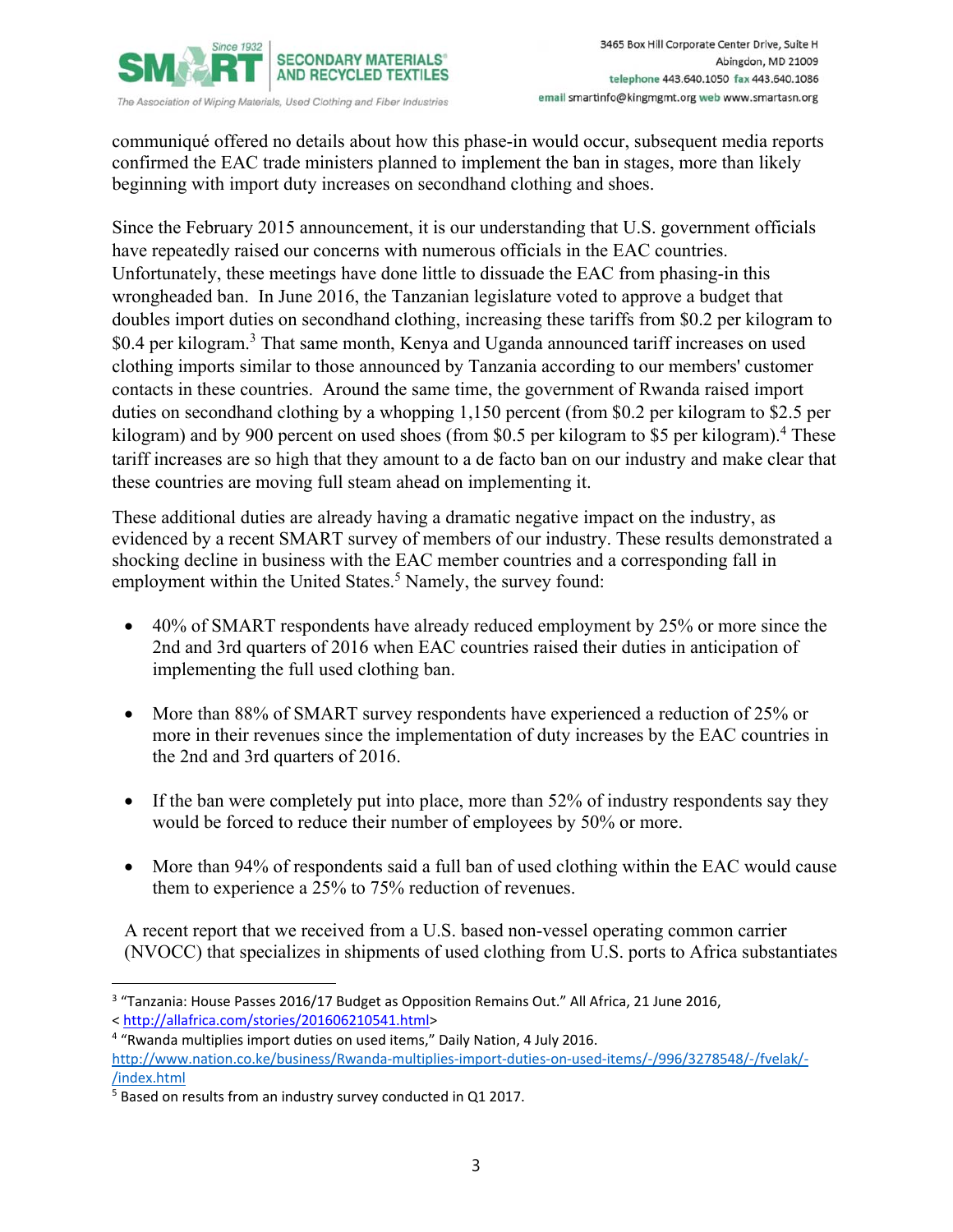communiqué offered no details about how this phase-in would occur, subsequent media reports confirmed the EAC trade ministers planned to implement the ban in stages, more than likely beginning with import duty increases on secondhand clothing and shoes.

Since the February 2015 announcement, it is our understanding that U.S. government officials have repeatedly raised our concerns with numerous officials in the EAC countries. Unfortunately, these meetings have done little to dissuade the EAC from phasing-in this wrongheaded ban. In June 2016, the Tanzanian legislature voted to approve a budget that doubles import duties on secondhand clothing, increasing these tariffs from $0.2 per kilogram to $0.4 per kilogram.[3] That same month, Kenya and Uganda announced tariff increases on used clothing imports similar to those announced by Tanzania according to our members' customer contacts in these countries. Around the same time, the government of Rwanda raised import duties on secondhand clothing by a whopping 1,150 percent (from $0.2 per kilogram to $2.5 per kilogram) and by 900 percent on used shoes (from $0.5 per kilogram to $5 per kilogram).[4] These tariff increases are so high that they amount to a de facto ban on our industry and make clear that these countries are moving full steam ahead on implementing it.

These additional duties are already having a dramatic negative impact on the industry, as evidenced by a recent SMART survey of members of our industry. These results demonstrated a shocking decline in business with the EAC member countries and a corresponding fall in employment within the United States.[5] Namely, the survey found:

- 40% of SMART respondents have already reduced employment by 25% or more since the 2nd and 3rd quarters of 2016 when EAC countries raised their duties in anticipation of implementing the full used clothing ban.

- More than 88% of SMART survey respondents have experienced a reduction of 25% or more in their revenues since the implementation of duty increases by the EAC countries in the 2nd and 3rd quarters of 2016.

- If the ban were completely put into place, more than 52% of industry respondents say they would be forced to reduce their number of employees by 50% or more.

- More than 94% of respondents said a full ban of used clothing within the EAC would cause them to experience a 25% to 75% reduction of revenues.

A recent report that we received from a U.S. based non-vessel operating common carrier (NVOCC) that specializes in shipments of used clothing from U.S. ports to Africa substantiates

[3] "Tanzania: House Passes 2016/17 Budget as Opposition Remains Out." All Africa, 21 June 2016, < http://allafrica.com/stories/201606210541.html>

[4] "Rwanda multiplies import duties on used items," Daily Nation, 4 July 2016. http://www.nation.co.ke/business/Rwanda-multiplies-import-duties-on-used-items/-/996/3278548/-/fvelak/-/index.html

[5] Based on results from an industry survey conducted in Q1 2017.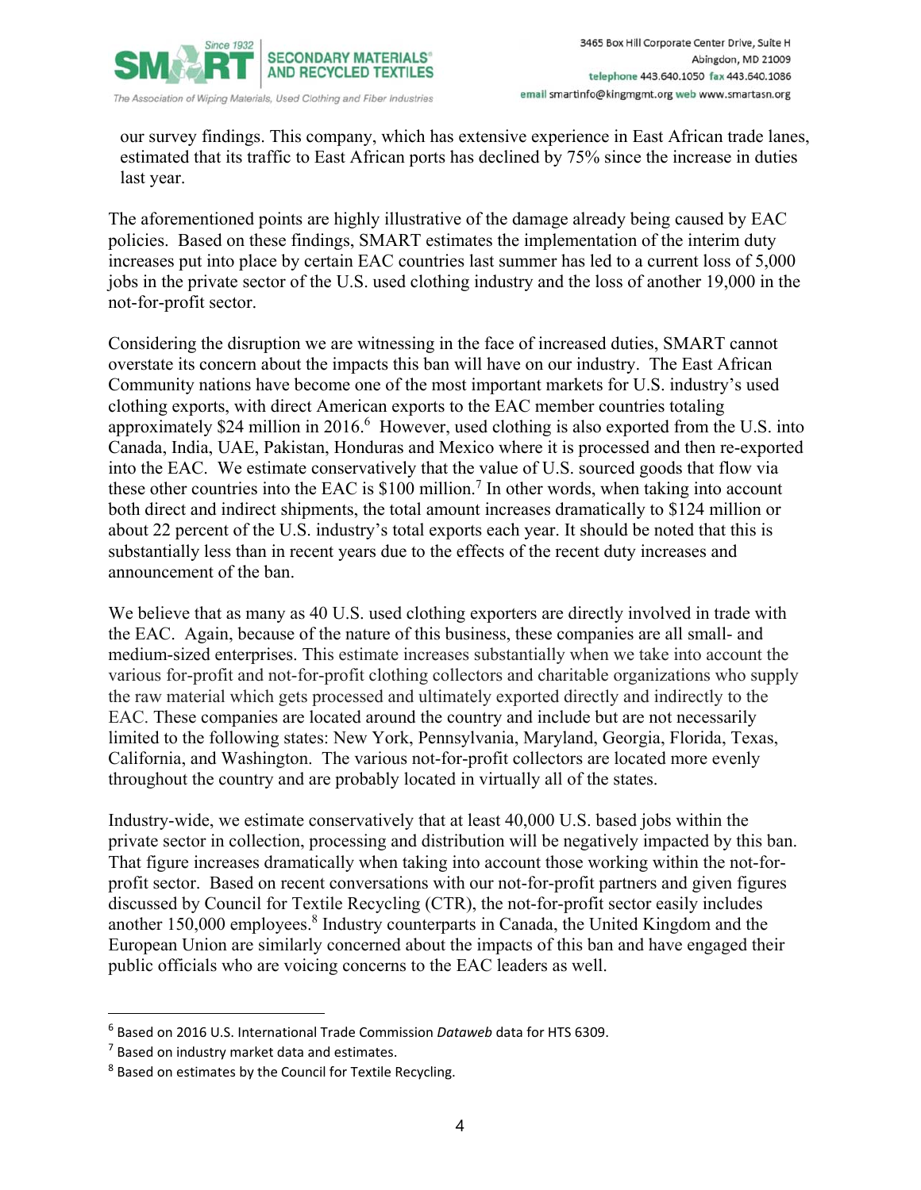our survey findings. This company, which has extensive experience in East African trade lanes, estimated that its traffic to East African ports has declined by 75% since the increase in duties last year.

The aforementioned points are highly illustrative of the damage already being caused by EAC policies. Based on these findings, SMART estimates the implementation of the interim duty increases put into place by certain EAC countries last summer has led to a current loss of 5,000 jobs in the private sector of the U.S. used clothing industry and the loss of another 19,000 in the not-for-profit sector.

Considering the disruption we are witnessing in the face of increased duties, SMART cannot overstate its concern about the impacts this ban will have on our industry. The East African Community nations have become one of the most important markets for U.S. industry's used clothing exports, with direct American exports to the EAC member countries totaling approximately $24 million in 2016.[6] However, used clothing is also exported from the U.S. into Canada, India, UAE, Pakistan, Honduras and Mexico where it is processed and then re-exported into the EAC. We estimate conservatively that the value of U.S. sourced goods that flow via these other countries into the EAC is $100 million.[7] In other words, when taking into account both direct and indirect shipments, the total amount increases dramatically to $124 million or about 22 percent of the U.S. industry's total exports each year. It should be noted that this is substantially less than in recent years due to the effects of the recent duty increases and announcement of the ban.

We believe that as many as 40 U.S. used clothing exporters are directly involved in trade with the EAC. Again, because of the nature of this business, these companies are all small- and medium-sized enterprises. This estimate increases substantially when we take into account the various for-profit and not-for-profit clothing collectors and charitable organizations who supply the raw material which gets processed and ultimately exported directly and indirectly to the EAC. These companies are located around the country and include but are not necessarily limited to the following states: New York, Pennsylvania, Maryland, Georgia, Florida, Texas, California, and Washington. The various not-for-profit collectors are located more evenly throughout the country and are probably located in virtually all of the states.

Industry-wide, we estimate conservatively that at least 40,000 U.S. based jobs within the private sector in collection, processing and distribution will be negatively impacted by this ban. That figure increases dramatically when taking into account those working within the not-for-profit sector. Based on recent conversations with our not-for-profit partners and given figures discussed by Council for Textile Recycling (CTR), the not-for-profit sector easily includes another 150,000 employees.[8] Industry counterparts in Canada, the United Kingdom and the European Union are similarly concerned about the impacts of this ban and have engaged their public officials who are voicing concerns to the EAC leaders as well.

---

[6] Based on 2016 U.S. International Trade Commission *Dataweb* data for HTS 6309.

[7] Based on industry market data and estimates.

[8] Based on estimates by the Council for Textile Recycling.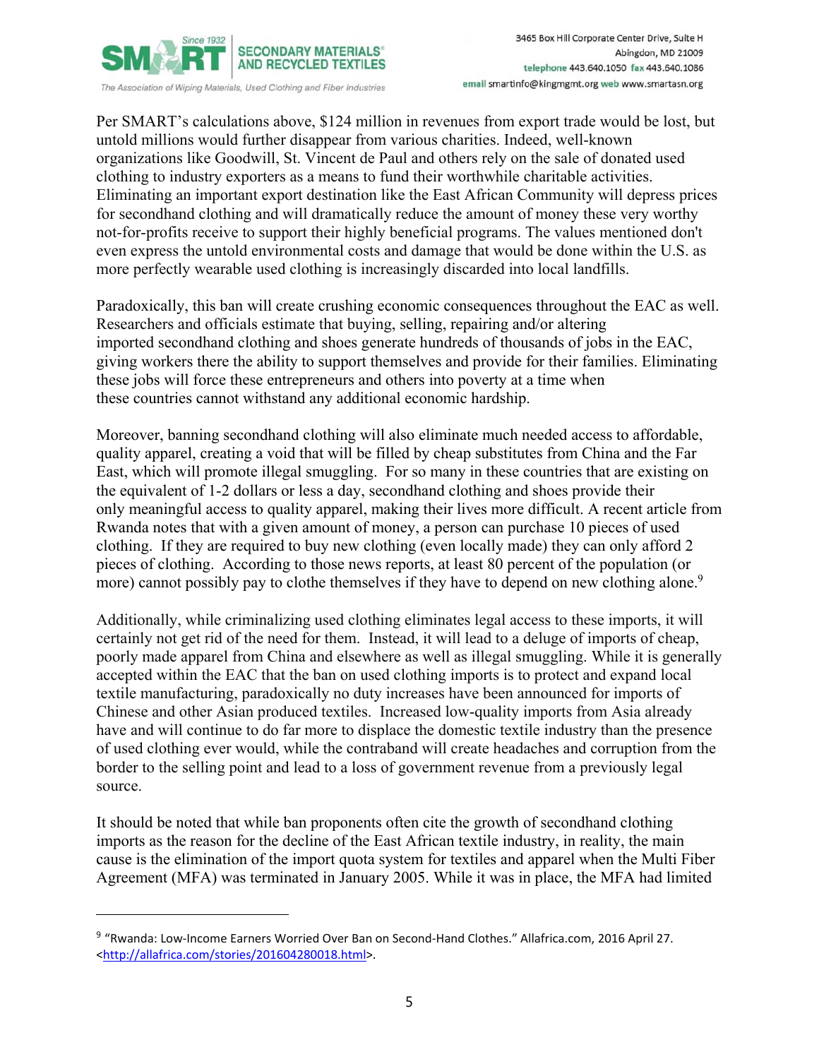Per SMART's calculations above, $124 million in revenues from export trade would be lost, but untold millions would further disappear from various charities. Indeed, well-known organizations like Goodwill, St. Vincent de Paul and others rely on the sale of donated used clothing to industry exporters as a means to fund their worthwhile charitable activities. Eliminating an important export destination like the East African Community will depress prices for secondhand clothing and will dramatically reduce the amount of money these very worthy not-for-profits receive to support their highly beneficial programs. The values mentioned don't even express the untold environmental costs and damage that would be done within the U.S. as more perfectly wearable used clothing is increasingly discarded into local landfills.

Paradoxically, this ban will create crushing economic consequences throughout the EAC as well. Researchers and officials estimate that buying, selling, repairing and/or altering imported secondhand clothing and shoes generate hundreds of thousands of jobs in the EAC, giving workers there the ability to support themselves and provide for their families. Eliminating these jobs will force these entrepreneurs and others into poverty at a time when these countries cannot withstand any additional economic hardship.

Moreover, banning secondhand clothing will also eliminate much needed access to affordable, quality apparel, creating a void that will be filled by cheap substitutes from China and the Far East, which will promote illegal smuggling. For so many in these countries that are existing on the equivalent of 1-2 dollars or less a day, secondhand clothing and shoes provide their only meaningful access to quality apparel, making their lives more difficult. A recent article from Rwanda notes that with a given amount of money, a person can purchase 10 pieces of used clothing. If they are required to buy new clothing (even locally made) they can only afford 2 pieces of clothing. According to those news reports, at least 80 percent of the population (or more) cannot possibly pay to clothe themselves if they have to depend on new clothing alone.[9]

Additionally, while criminalizing used clothing eliminates legal access to these imports, it will certainly not get rid of the need for them. Instead, it will lead to a deluge of imports of cheap, poorly made apparel from China and elsewhere as well as illegal smuggling. While it is generally accepted within the EAC that the ban on used clothing imports is to protect and expand local textile manufacturing, paradoxically no duty increases have been announced for imports of Chinese and other Asian produced textiles. Increased low-quality imports from Asia already have and will continue to do far more to displace the domestic textile industry than the presence of used clothing ever would, while the contraband will create headaches and corruption from the border to the selling point and lead to a loss of government revenue from a previously legal source.

It should be noted that while ban proponents often cite the growth of secondhand clothing imports as the reason for the decline of the East African textile industry, in reality, the main cause is the elimination of the import quota system for textiles and apparel when the Multi Fiber Agreement (MFA) was terminated in January 2005. While it was in place, the MFA had limited

---

[9] "Rwanda: Low-Income Earners Worried Over Ban on Second-Hand Clothes." Allafrica.com, 2016 April 27. <http://allafrica.com/stories/201604280018.html>.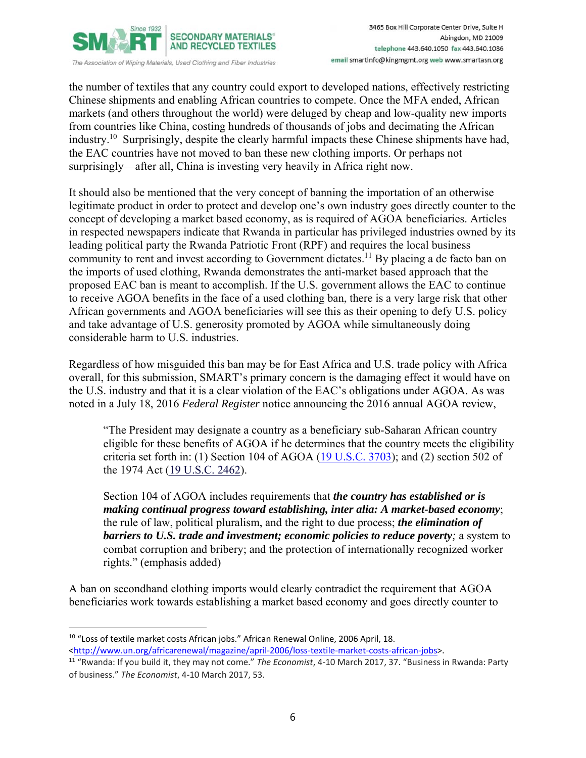the number of textiles that any country could export to developed nations, effectively restricting Chinese shipments and enabling African countries to compete. Once the MFA ended, African markets (and others throughout the world) were deluged by cheap and low-quality new imports from countries like China, costing hundreds of thousands of jobs and decimating the African industry.[10] Surprisingly, despite the clearly harmful impacts these Chinese shipments have had, the EAC countries have not moved to ban these new clothing imports. Or perhaps not surprisingly—after all, China is investing very heavily in Africa right now.

It should also be mentioned that the very concept of banning the importation of an otherwise legitimate product in order to protect and develop one's own industry goes directly counter to the concept of developing a market based economy, as is required of AGOA beneficiaries. Articles in respected newspapers indicate that Rwanda in particular has privileged industries owned by its leading political party the Rwanda Patriotic Front (RPF) and requires the local business community to rent and invest according to Government dictates.[11] By placing a de facto ban on the imports of used clothing, Rwanda demonstrates the anti-market based approach that the proposed EAC ban is meant to accomplish. If the U.S. government allows the EAC to continue to receive AGOA benefits in the face of a used clothing ban, there is a very large risk that other African governments and AGOA beneficiaries will see this as their opening to defy U.S. policy and take advantage of U.S. generosity promoted by AGOA while simultaneously doing considerable harm to U.S. industries.

Regardless of how misguided this ban may be for East Africa and U.S. trade policy with Africa overall, for this submission, SMART's primary concern is the damaging effect it would have on the U.S. industry and that it is a clear violation of the EAC's obligations under AGOA. As was noted in a July 18, 2016 *Federal Register* notice announcing the 2016 annual AGOA review,

> "The President may designate a country as a beneficiary sub-Saharan African country eligible for these benefits of AGOA if he determines that the country meets the eligibility criteria set forth in: (1) Section 104 of AGOA (19 U.S.C. 3703); and (2) section 502 of the 1974 Act (19 U.S.C. 2462).
>
> Section 104 of AGOA includes requirements that ***the country has established or is making continual progress toward establishing, inter alia: A market-based economy***; the rule of law, political pluralism, and the right to due process; ***the elimination of barriers to U.S. trade and investment; economic policies to reduce poverty;*** a system to combat corruption and bribery; and the protection of internationally recognized worker rights." (emphasis added)

A ban on secondhand clothing imports would clearly contradict the requirement that AGOA beneficiaries work towards establishing a market based economy and goes directly counter to

---

[10] "Loss of textile market costs African jobs." African Renewal Online, 2006 April, 18. <http://www.un.org/africarenewal/magazine/april-2006/loss-textile-market-costs-african-jobs>.

[11] "Rwanda: If you build it, they may not come." *The Economist*, 4-10 March 2017, 37. "Business in Rwanda: Party of business." *The Economist*, 4-10 March 2017, 53.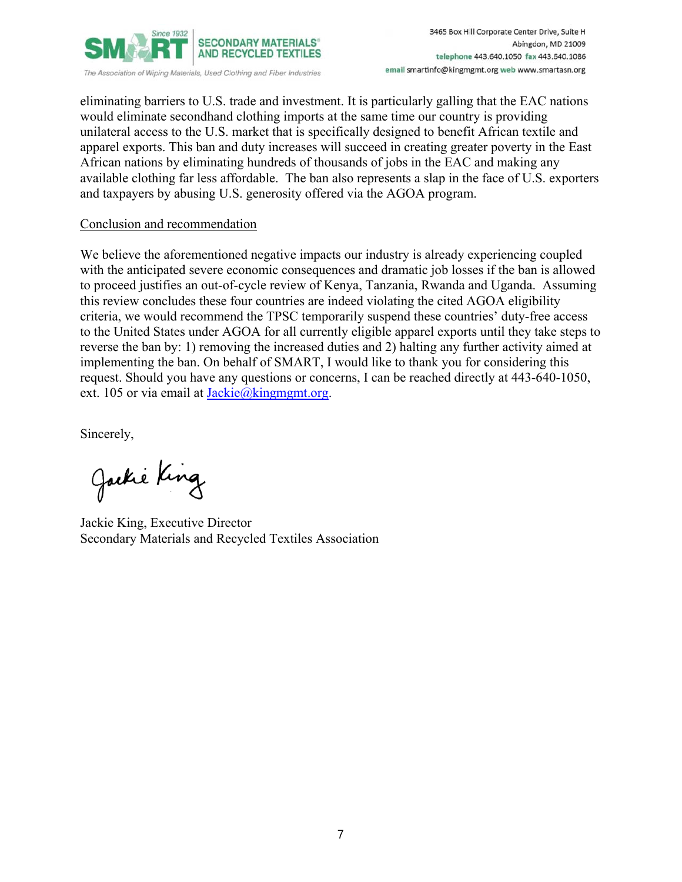eliminating barriers to U.S. trade and investment. It is particularly galling that the EAC nations would eliminate secondhand clothing imports at the same time our country is providing unilateral access to the U.S. market that is specifically designed to benefit African textile and apparel exports. This ban and duty increases will succeed in creating greater poverty in the East African nations by eliminating hundreds of thousands of jobs in the EAC and making any available clothing far less affordable. The ban also represents a slap in the face of U.S. exporters and taxpayers by abusing U.S. generosity offered via the AGOA program.

Conclusion and recommendation

We believe the aforementioned negative impacts our industry is already experiencing coupled with the anticipated severe economic consequences and dramatic job losses if the ban is allowed to proceed justifies an out-of-cycle review of Kenya, Tanzania, Rwanda and Uganda. Assuming this review concludes these four countries are indeed violating the cited AGOA eligibility criteria, we would recommend the TPSC temporarily suspend these countries' duty-free access to the United States under AGOA for all currently eligible apparel exports until they take steps to reverse the ban by: 1) removing the increased duties and 2) halting any further activity aimed at implementing the ban. On behalf of SMART, I would like to thank you for considering this request. Should you have any questions or concerns, I can be reached directly at 443-640-1050, ext. 105 or via email at Jackie@kingmgmt.org.

Sincerely,

Jackie King

Jackie King, Executive Director
Secondary Materials and Recycled Textiles Association